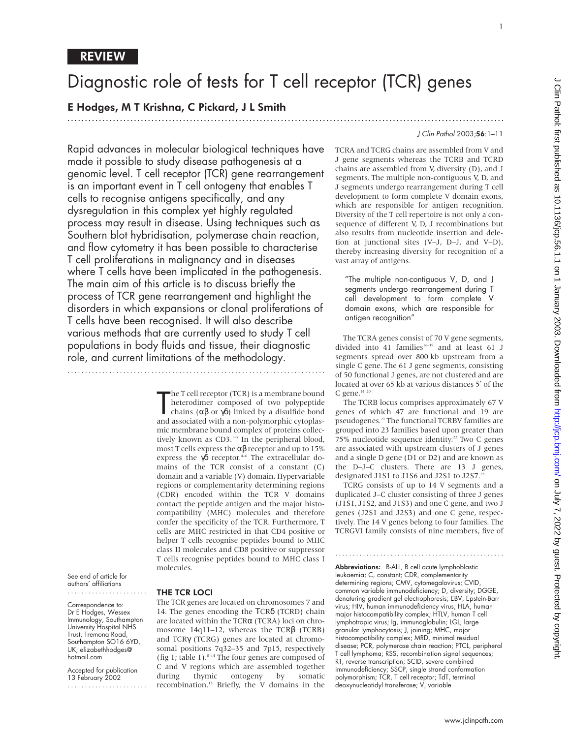REVIEW

# Diagnostic role of tests for T cell receptor (TCR) genes

## E Hodges, M T Krishna, C Pickard, J L Smith

Rapid advances in molecular biological techniques have made it possible to study disease pathogenesis at a genomic level. T cell receptor (TCR) gene rearrangement is an important event in T cell ontogeny that enables T cells to recognise antigens specifically, and any dysregulation in this complex yet highly regulated process may result in disease. Using techniques such as Southern blot hybridisation, polymerase chain reaction, and flow cytometry it has been possible to characterise T cell proliferations in malignancy and in diseases where T cells have been implicated in the pathogenesis. The main aim of this article is to discuss briefly the process of TCR gene rearrangement and highlight the disorders in which expansions or clonal proliferations of T cells have been recognised. It will also describe various methods that are currently used to study T cell populations in body fluids and tissue, their diagnostic role, and current limitations of the methodology.

See end of article for authors' affiliations

Correspondence to: Dr E Hodges, Wessex Immunology, Southampton University Hospital NHS Trust, Tremona Road, Southampton SO16 6YD, UK; elizabethhodges@hotmail.com

Accepted for publication 13 February 2002

The T cell receptor (TCR) is a membrane bound heterodimer composed of two polypeptide chains (αβ or γδ) linked by a disulfide bond and associated with a non-polymorphic cytoplasmic membrane bound complex of proteins collectively known as CD3.[1–3] In the peripheral blood, most T cells express the αβ receptor and up to 15% express the γδ receptor.[4–6] The extracellular domains of the TCR consist of a constant (C) domain and a variable (V) domain. Hypervariable regions or complementarity determining regions (CDR) encoded within the TCR V domains contact the peptide antigen and the major histocompatibility (MHC) molecules and therefore confer the specificity of the TCR. Furthermore, T cells are MHC restricted in that CD4 positive or helper T cells recognise peptides bound to MHC class II molecules and CD8 positive or suppressor T cells recognise peptides bound to MHC class I molecules.

### THE TCR LOCI

The TCR genes are located on chromosomes 7 and 14. The genes encoding the TCRδ (TCRD) chain are located within the TCRα (TCRA) loci on chromosome 14q11–12, whereas the TCRβ (TCRB) and TCRγ (TCRG) genes are located at chromosomal positions 7q32–35 and 7p15, respectively (fig 1; table 1).[8–14] The four genes are composed of C and V regions which are assembled together during thymic ontogeny by somatic recombination.[15] Briefly, the V domains in the TCRA and TCRG chains are assembled from V and J gene segments whereas the TCRB and TCRD chains are assembled from V, diversity (D), and J segments. The multiple non-contiguous V, D, and J segments undergo rearrangement during T cell development to form complete V domain exons, which are responsible for antigen recognition. Diversity of the T cell repertoire is not only a consequence of different V, D, J recombinations but also results from nucleotide insertion and deletion at junctional sites (V–J, D–J, and V–D), thereby increasing diversity for recognition of a vast array of antigens.

> "The multiple non-contiguous V, D, and J segments undergo rearrangement during T cell development to form complete V domain exons, which are responsible for antigen recognition"

The TCRA genes consist of 70 V gene segments, divided into 41 families[16–19] and at least 61 J segments spread over 800 kb upstream from a single C gene. The 61 J gene segments, consisting of 50 functional J genes, are not clustered and are located at over 65 kb at various distances 5′ of the C gene.[14 20]

The TCRB locus comprises approximately 67 V genes of which 47 are functional and 19 are pseudogenes.[21] The functional TCRBV families are grouped into 23 families based upon greater than 75% nucleotide sequence identity.[22] Two C genes are associated with upstream clusters of J genes and a single D gene (D1 or D2) and are known as the D–J–C clusters. There are 13 J genes, designated J1S1 to J1S6 and J2S1 to J2S7.[23]

TCRG consists of up to 14 V segments and a duplicated J–C cluster consisting of three J genes (J1S1, J1S2, and J1S3) and one C gene, and two J genes (J2S1 and J2S3) and one C gene, respectively. The 14 V genes belong to four families. The TCRGVI family consists of nine members, five of

**Abbreviations:** B-ALL, B cell acute lymphoblastic leukaemia; C, constant; CDR, complementarity determining regions; CMV, cytomegalovirus; CVID, common variable immunodeficiency; D, diversity; DGGE, denaturing gradient gel electrophoresis; EBV, Epstein-Barr virus; HIV, human immunodeficiency virus; HLA, human major histocompatibility complex; HTLV, human T cell lymphotropic virus; Ig, immunoglobulin; LGL, large granular lymphocytosis; J, joining; MHC, major histocompatibility complex; MRD, minimal residual disease; PCR, polymerase chain reaction; PTCL, peripheral T cell lymphoma; RSS, recombination signal sequences; RT, reverse transcription; SCID, severe combined immunodeficiency; SSCP, single strand conformation polymorphism; TCR, T cell receptor; TdT, terminal deoxynucleotidyl transferase; V, variable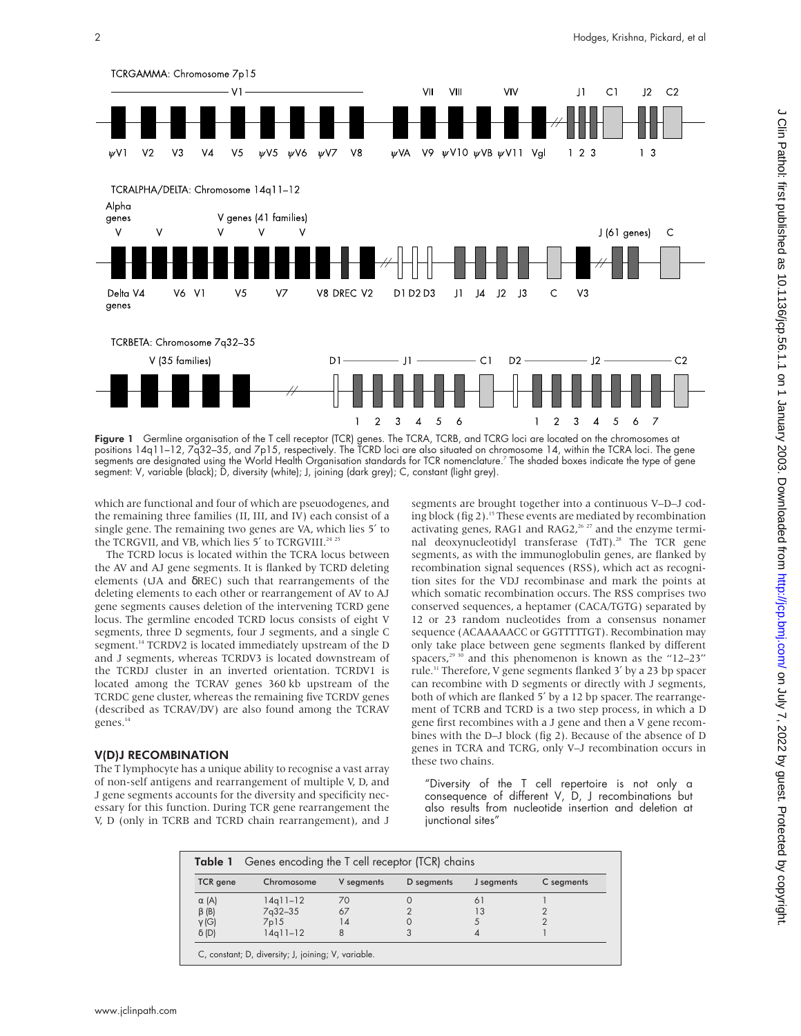TCRGAMMA: Chromosome 7p15

TCRALPHA/DELTA: Chromosome 14q11–12

TCRBETA: Chromosome 7q32–35

**Figure 1** Germline organisation of the T cell receptor (TCR) genes. The TCRA, TCRB, and TCRG loci are located on the chromosomes at positions 14q11–12, 7q32–35, and 7p15, respectively. The TCRD loci are also situated on chromosome 14, within the TCRA loci. The gene segments are designated using the World Health Organisation standards for TCR nomenclature.[7] The shaded boxes indicate the type of gene segment: V, variable (black); D, diversity (white); J, joining (dark grey); C, constant (light grey).

which are functional and four of which are pseudogenes, and the remaining three families (II, III, and IV) each consist of a single gene. The remaining two genes are VA, which lies 5′ to the TCRGVII, and VB, which lies 5′ to TCRGVIII.[24 25]

The TCRD locus is located within the TCRA locus between the AV and AJ gene segments. It is flanked by TCRD deleting elements (ψJA and δREC) such that rearrangements of the deleting elements to each other or rearrangement of AV to AJ gene segments causes deletion of the intervening TCRD gene locus. The germline encoded TCRD locus consists of eight V segments, three D segments, four J segments, and a single C segment.[14] TCRDV2 is located immediately upstream of the D and J segments, whereas TCRDV3 is located downstream of the TCRDJ cluster in an inverted orientation. TCRDV1 is located among the TCRAV genes 360 kb upstream of the TCRDC gene cluster, whereas the remaining five TCRDV genes (described as TCRAV/DV) are also found among the TCRAV genes.[14]

## V(D)J RECOMBINATION

The T lymphocyte has a unique ability to recognise a vast array of non-self antigens and rearrangement of multiple V, D, and J gene segments accounts for the diversity and specificity necessary for this function. During TCR gene rearrangement the V, D (only in TCRB and TCRD chain rearrangement), and J segments are brought together into a continuous V–D–J coding block (fig 2).[15] These events are mediated by recombination activating genes, RAG1 and RAG2,[26 27] and the enzyme terminal deoxynucleotidyl transferase (TdT).[28] The TCR gene segments, as with the immunoglobulin genes, are flanked by recombination signal sequences (RSS), which act as recognition sites for the VDJ recombinase and mark the points at which somatic recombination occurs. The RSS comprises two conserved sequences, a heptamer (CACA/TGTG) separated by 12 or 23 random nucleotides from a consensus nonamer sequence (ACAAAAACC or GGTTTTTGT). Recombination may only take place between gene segments flanked by different spacers,[29 30] and this phenomenon is known as the "12–23" rule.[31] Therefore, V gene segments flanked 3′ by a 23 bp spacer can recombine with D segments or directly with J segments, both of which are flanked 5′ by a 12 bp spacer. The rearrangement of TCRB and TCRD is a two step process, in which a D gene first recombines with a J gene and then a V gene recombines with the D–J block (fig 2). Because of the absence of D genes in TCRA and TCRG, only V–J recombination occurs in these two chains.

> "Diversity of the T cell repertoire is not only a consequence of different V, D, J recombinations but also results from nucleotide insertion and deletion at junctional sites"

**Table 1** Genes encoding the T cell receptor (TCR) chains

| TCR gene | Chromosome | V segments | D segments | J segments | C segments |
|---|---|---|---|---|---|
| α (A) | 14q11–12 | 70 | 0 | 61 | 1 |
| β (B) | 7q32–35 | 67 | 2 | 13 | 2 |
| γ (G) | 7p15 | 14 | 0 | 5 | 2 |
| δ (D) | 14q11–12 | 8 | 3 | 4 | 1 |

C, constant; D, diversity; J, joining; V, variable.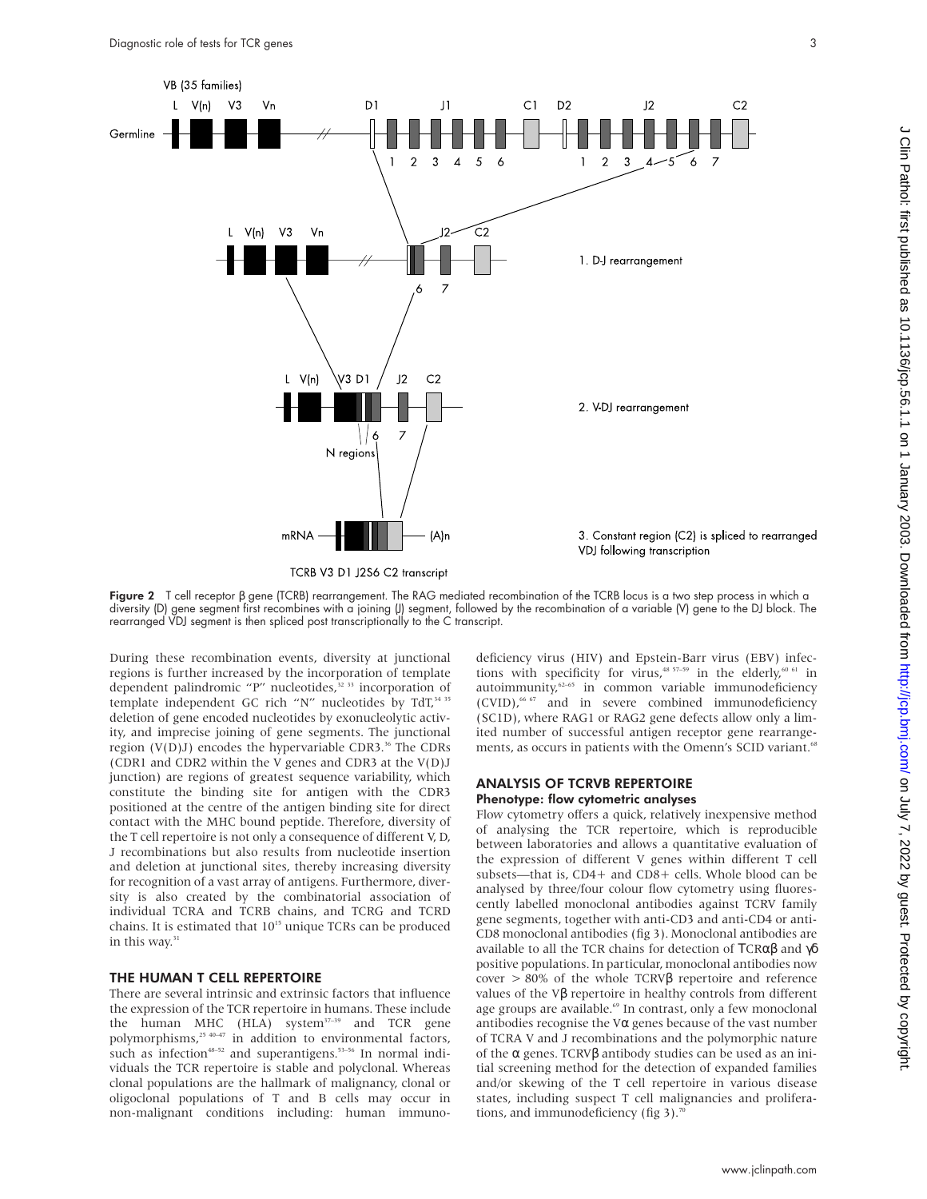Figure 2 T cell receptor β gene (TCRB) rearrangement. The RAG mediated recombination of the TCRB locus is a two step process in which a diversity (D) gene segment first recombines with a joining (J) segment, followed by the recombination of a variable (V) gene to the DJ block. The rearranged VDJ segment is then spliced post transcriptionally to the C transcript.

During these recombination events, diversity at junctional regions is further increased by the incorporation of template dependent palindromic "P" nucleotides,[32 33] incorporation of template independent GC rich "N" nucleotides by TdT,[34 35] deletion of gene encoded nucleotides by exonucleolytic activity, and imprecise joining of gene segments. The junctional region (V(D)J) encodes the hypervariable CDR3.[36] The CDRs (CDR1 and CDR2 within the V genes and CDR3 at the V(D)J junction) are regions of greatest sequence variability, which constitute the binding site for antigen with the CDR3 positioned at the centre of the antigen binding site for direct contact with the MHC bound peptide. Therefore, diversity of the T cell repertoire is not only a consequence of different V, D, J recombinations but also results from nucleotide insertion and deletion at junctional sites, thereby increasing diversity for recognition of a vast array of antigens. Furthermore, diversity is also created by the combinatorial association of individual TCRA and TCRB chains, and TCRG and TCRD chains. It is estimated that $10^{15}$ unique TCRs can be produced in this way.[31]

## THE HUMAN T CELL REPERTOIRE

There are several intrinsic and extrinsic factors that influence the expression of the TCR repertoire in humans. These include the human MHC (HLA) system[37–39] and TCR gene polymorphisms,[25 40–47] in addition to environmental factors, such as infection[48–52] and superantigens.[53–56] In normal individuals the TCR repertoire is stable and polyclonal. Whereas clonal populations are the hallmark of malignancy, clonal or oligoclonal populations of T and B cells may occur in non-malignant conditions including: human immunodeficiency virus (HIV) and Epstein-Barr virus (EBV) infections with specificity for virus,[48 57–59] in the elderly,[60 61] in autoimmunity,[62–65] in common variable immunodeficiency (CVID),[66 67] and in severe combined immunodeficiency (SCID), where RAG1 or RAG2 gene defects allow only a limited number of successful antigen receptor gene rearrangements, as occurs in patients with the Omenn's SCID variant.[68]

## ANALYSIS OF TCRVB REPERTOIRE

### Phenotype: flow cytometric analyses

Flow cytometry offers a quick, relatively inexpensive method of analysing the TCR repertoire, which is reproducible between laboratories and allows a quantitative evaluation of the expression of different V genes within different T cell subsets—that is, CD4+ and CD8+ cells. Whole blood can be analysed by three/four colour flow cytometry using fluorescently labelled monoclonal antibodies against TCRV family gene segments, together with anti-CD3 and anti-CD4 or anti-CD8 monoclonal antibodies (fig 3). Monoclonal antibodies are available to all the TCR chains for detection of TCRαβ and γδ positive populations. In particular, monoclonal antibodies now cover > 80% of the whole TCRVβ repertoire and reference values of the Vβ repertoire in healthy controls from different age groups are available.[69] In contrast, only a few monoclonal antibodies recognise the Vα genes because of the vast number of TCRA V and J recombinations and the polymorphic nature of the α genes. TCRVβ antibody studies can be used as an initial screening method for the detection of expanded families and/or skewing of the T cell repertoire in various disease states, including suspect T cell malignancies and proliferations, and immunodeficiency (fig 3).[70]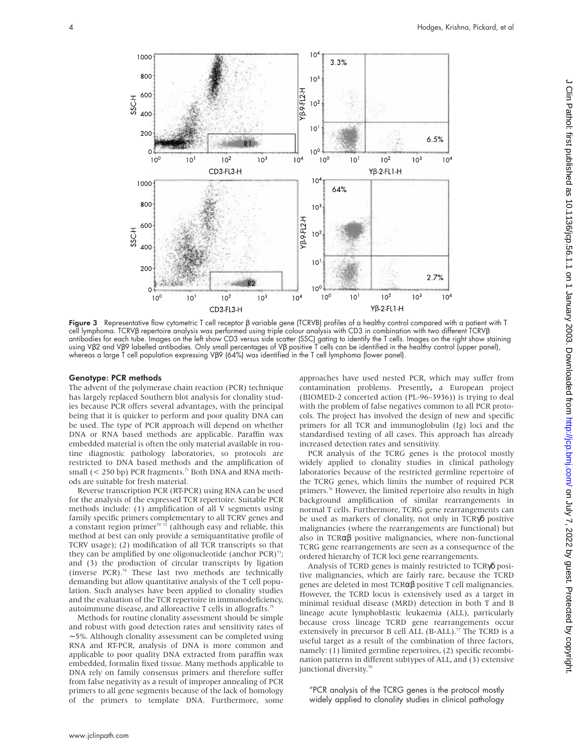Figure 3 Representative flow cytometric T cell receptor β variable gene (TCRVB) profiles of a healthy control compared with a patient with T cell lymphoma. TCRVβ repertoire analysis was performed using triple colour analysis with CD3 in combination with two different TCRVβ antibodies for each tube. Images on the left show CD3 versus side scatter (SSC) gating to identify the T cells. Images on the right show staining using Vβ2 and Vβ9 labelled antibodies. Only small percentages of Vβ positive T cells can be identified in the healthy control (upper panel), whereas a large T cell population expressing Vβ9 (64%) was identified in the T cell lymphoma (lower panel).

### Genotype: PCR methods

The advent of the polymerase chain reaction (PCR) technique has largely replaced Southern blot analysis for clonality studies because PCR offers several advantages, with the principal being that it is quicker to perform and poor quality DNA can be used. The type of PCR approach will depend on whether DNA or RNA based methods are applicable. Paraffin wax embedded material is often the only material available in routine diagnostic pathology laboratories, so protocols are restricted to DNA based methods and the amplification of small (< 250 bp) PCR fragments.[71] Both DNA and RNA methods are suitable for fresh material.

Reverse transcription PCR (RT-PCR) using RNA can be used for the analysis of the expressed TCR repertoire. Suitable PCR methods include: (1) amplification of all V segments using family specific primers complementary to all TCRV genes and a constant region primer[70 72] (although easy and reliable, this method at best can only provide a semiquantitative profile of TCRV usage); (2) modification of all TCR transcripts so that they can be amplified by one oligonucleotide (anchor PCR)[73]; and (3) the production of circular transcripts by ligation (inverse PCR).[74] These last two methods are technically demanding but allow quantitative analysis of the T cell population. Such analyses have been applied to clonality studies and the evaluation of the TCR repertoire in immunodeficiency, autoimmune disease, and alloreactive T cells in allografts.[75]

Methods for routine clonality assessment should be simple and robust with good detection rates and sensitivity rates of ~5%. Although clonality assessment can be completed using RNA and RT-PCR, analysis of DNA is more common and applicable to poor quality DNA extracted from paraffin wax embedded, formalin fixed tissue. Many methods applicable to DNA rely on family consensus primers and therefore suffer from false negativity as a result of improper annealing of PCR primers to all gene segments because of the lack of homology of the primers to template DNA. Furthermore, some approaches have used nested PCR, which may suffer from contamination problems. Presently, a European project (BIOMED-2 concerted action (PL-96–3936)) is trying to deal with the problem of false negatives common to all PCR protocols. The project has involved the design of new and specific primers for all TCR and immunoglobulin (Ig) loci and the standardised testing of all cases. This approach has already increased detection rates and sensitivity.

PCR analysis of the TCRG genes is the protocol mostly widely applied to clonality studies in clinical pathology laboratories because of the restricted germline repertoire of the TCRG genes, which limits the number of required PCR primers.[76] However, the limited repertoire also results in high background amplification of similar rearrangements in normal T cells. Furthermore, TCRG gene rearrangements can be used as markers of clonality, not only in TCRγδ positive malignancies (where the rearrangements are functional) but also in TCRαβ positive malignancies, where non-functional TCRG gene rearrangements are seen as a consequence of the ordered hierarchy of TCR loci gene rearrangements.

Analysis of TCRD genes is mainly restricted to TCRγδ positive malignancies, which are fairly rare, because the TCRD genes are deleted in most TCRαβ positive T cell malignancies. However, the TCRD locus is extensively used as a target in minimal residual disease (MRD) detection in both T and B lineage acute lymphoblastic leukaemia (ALL), particularly because cross lineage TCRD gene rearrangements occur extensively in precursor B cell ALL (B-ALL).[77] The TCRD is a useful target as a result of the combination of three factors, namely: (1) limited germline repertoires, (2) specific recombination patterns in different subtypes of ALL, and (3) extensive junctional diversity.[78]

"PCR analysis of the TCRG genes is the protocol mostly widely applied to clonality studies in clinical pathology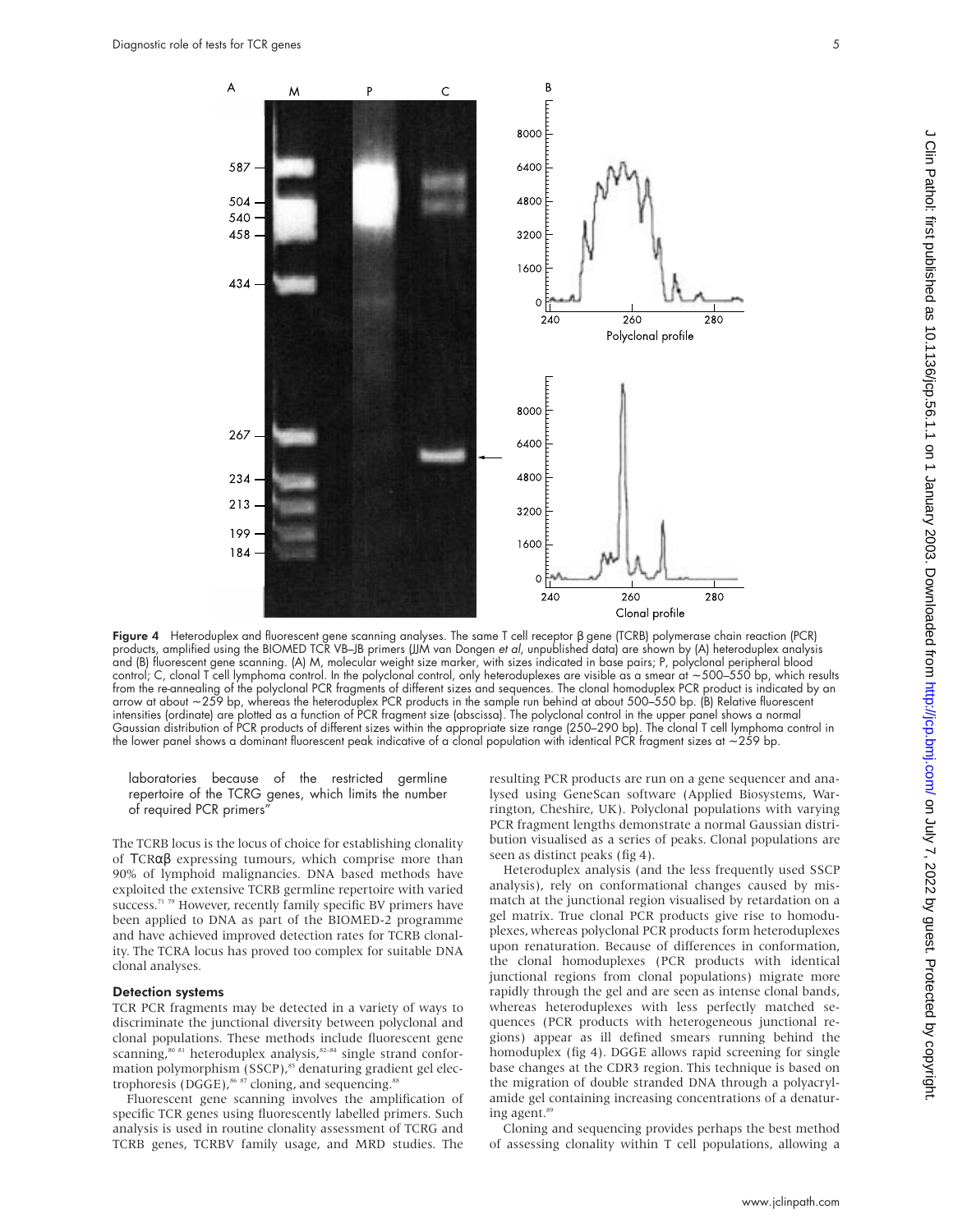**Figure 4** Heteroduplex and fluorescent gene scanning analyses. The same T cell receptor β gene (TCRB) polymerase chain reaction (PCR) products, amplified using the BIOMED TCR VB–JB primers (JJM van Dongen *et al*, unpublished data) are shown by (A) heteroduplex analysis and (B) fluorescent gene scanning. (A) M, molecular weight size marker, with sizes indicated in base pairs; P, polyclonal peripheral blood control; C, clonal T cell lymphoma control. In the polyclonal control, only heteroduplexes are visible as a smear at ~500–550 bp, which results from the re-annealing of the polyclonal PCR fragments of different sizes and sequences. The clonal homoduplex PCR product is indicated by an arrow at about ~259 bp, whereas the heteroduplex PCR products in the sample run behind at about 500–550 bp. (B) Relative fluorescent intensities (ordinate) are plotted as a function of PCR fragment size (abscissa). The polyclonal control in the upper panel shows a normal Gaussian distribution of PCR products of different sizes within the appropriate size range (250–290 bp). The clonal T cell lymphoma control in the lower panel shows a dominant fluorescent peak indicative of a clonal population with identical PCR fragment sizes at ~259 bp.

laboratories because of the restricted germline repertoire of the TCRG genes, which limits the number of required PCR primers"

The TCRB locus is the locus of choice for establishing clonality of TCRαβ expressing tumours, which comprise more than 90% of lymphoid malignancies. DNA based methods have exploited the extensive TCRB germline repertoire with varied success.[71 79] However, recently family specific BV primers have been applied to DNA as part of the BIOMED-2 programme and have achieved improved detection rates for TCRB clonality. The TCRA locus has proved too complex for suitable DNA clonal analyses.

### Detection systems

TCR PCR fragments may be detected in a variety of ways to discriminate the junctional diversity between polyclonal and clonal populations. These methods include fluorescent gene scanning,[80 81] heteroduplex analysis,[82–84] single strand conformation polymorphism (SSCP),[85] denaturing gradient gel electrophoresis (DGGE),[86 87] cloning, and sequencing.[88]

Fluorescent gene scanning involves the amplification of specific TCR genes using fluorescently labelled primers. Such analysis is used in routine clonality assessment of TCRG and TCRB genes, TCRBV family usage, and MRD studies. The resulting PCR products are run on a gene sequencer and analysed using GeneScan software (Applied Biosystems, Warrington, Cheshire, UK). Polyclonal populations with varying PCR fragment lengths demonstrate a normal Gaussian distribution visualised as a series of peaks. Clonal populations are seen as distinct peaks (fig 4).

Heteroduplex analysis (and the less frequently used SSCP analysis), rely on conformational changes caused by mismatch at the junctional region visualised by retardation on a gel matrix. True clonal PCR products give rise to homoduplexes, whereas polyclonal PCR products form heteroduplexes upon renaturation. Because of differences in conformation, the clonal homoduplexes (PCR products with identical junctional regions from clonal populations) migrate more rapidly through the gel and are seen as intense clonal bands, whereas heteroduplexes with less perfectly matched sequences (PCR products with heterogeneous junctional regions) appear as ill defined smears running behind the homoduplex (fig 4). DGGE allows rapid screening for single base changes at the CDR3 region. This technique is based on the migration of double stranded DNA through a polyacrylamide gel containing increasing concentrations of a denaturing agent.[89]

Cloning and sequencing provides perhaps the best method of assessing clonality within T cell populations, allowing a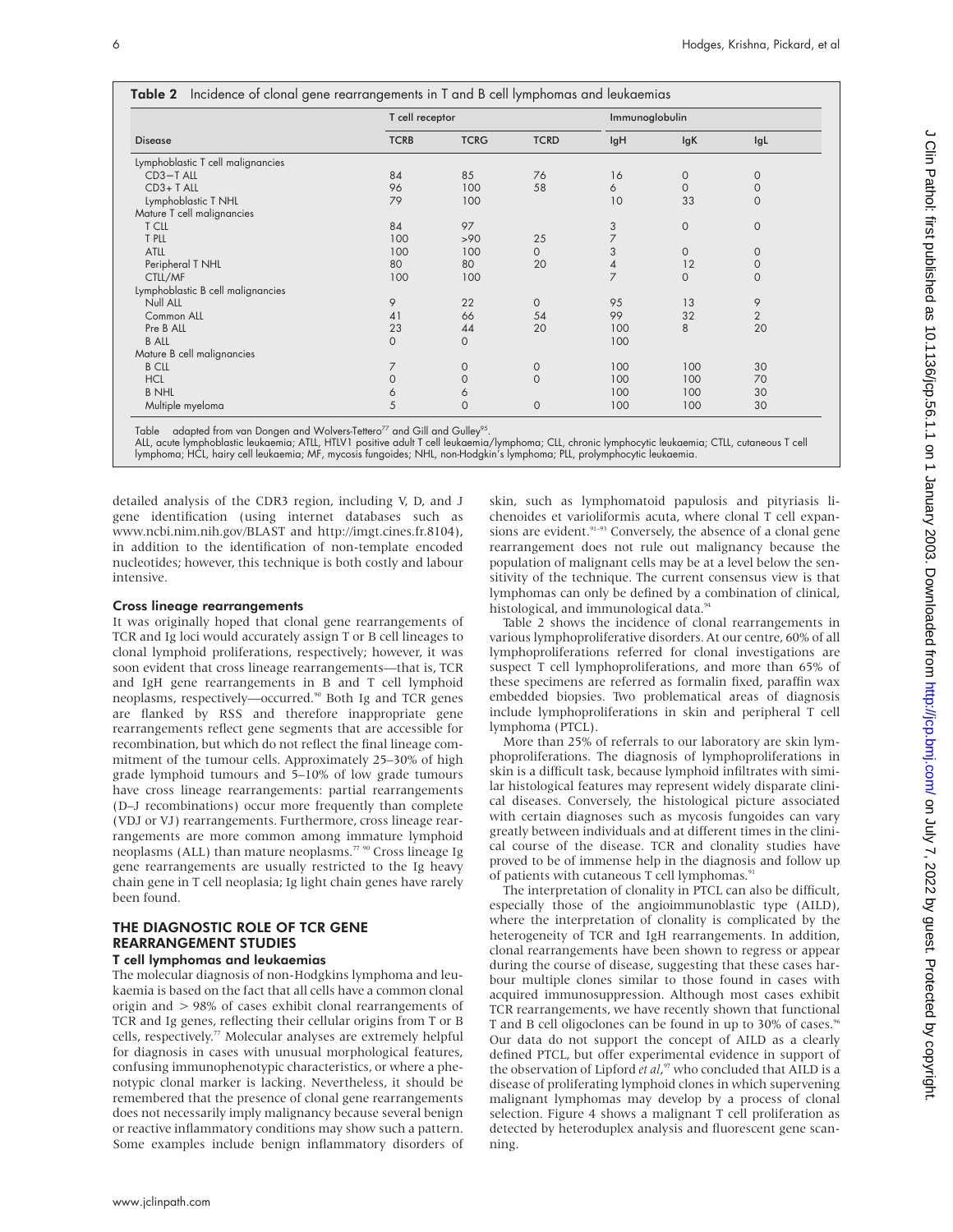**Table 2** Incidence of clonal gene rearrangements in T and B cell lymphomas and leukaemias

| | T cell receptor | | | Immunoglobulin | | |
|---|---|---|---|---|---|---|
| Disease | TCRB | TCRG | TCRD | IgH | IgK | IgL |
| Lymphoblastic T cell malignancies | | | | | | |
| CD3−T ALL | 84 | 85 | 76 | 16 | 0 | 0 |
| CD3+ T ALL | 96 | 100 | 58 | 6 | 0 | 0 |
| Lymphoblastic T NHL | 79 | 100 | | 10 | 33 | 0 |
| Mature T cell malignancies | | | | | | |
| T CLL | 84 | 97 | | 3 | 0 | 0 |
| T PLL | 100 | >90 | 25 | 7 | | |
| ATLL | 100 | 100 | 0 | 3 | 0 | 0 |
| Peripheral T NHL | 80 | 80 | 20 | 4 | 12 | 0 |
| CTLL/MF | 100 | 100 | | 7 | 0 | 0 |
| Lymphoblastic B cell malignancies | | | | | | |
| Null ALL | 9 | 22 | 0 | 95 | 13 | 9 |
| Common ALL | 41 | 66 | 54 | 99 | 32 | 2 |
| Pre B ALL | 23 | 44 | 20 | 100 | 8 | 20 |
| B ALL | 0 | 0 | | 100 | | |
| Mature B cell malignancies | | | | | | |
| B CLL | 7 | 0 | 0 | 100 | 100 | 30 |
| HCL | 0 | 0 | 0 | 100 | 100 | 70 |
| B NHL | 6 | 6 | | 100 | 100 | 30 |
| Multiple myeloma | 5 | 0 | 0 | 100 | 100 | 30 |

Table adapted from van Dongen and Wolvers-Tettero[77] and Gill and Gulley[95].
ALL, acute lymphoblastic leukaemia; ATLL, HTLV1 positive adult T cell leukaemia/lymphoma; CLL, chronic lymphocytic leukaemia; CTLL, cutaneous T cell lymphoma; HCL, hairy cell leukaemia; MF, mycosis fungoides; NHL, non-Hodgkin's lymphoma; PLL, prolymphocytic leukaemia.

detailed analysis of the CDR3 region, including V, D, and J gene identification (using internet databases such as www.ncbi.nim.nih.gov/BLAST and http://imgt.cines.fr.8104), in addition to the identification of non-template encoded nucleotides; however, this technique is both costly and labour intensive.

### Cross lineage rearrangements

It was originally hoped that clonal gene rearrangements of TCR and Ig loci would accurately assign T or B cell lineages to clonal lymphoid proliferations, respectively; however, it was soon evident that cross lineage rearrangements—that is, TCR and IgH gene rearrangements in B and T cell lymphoid neoplasms, respectively—occurred.[90] Both Ig and TCR genes are flanked by RSS and therefore inappropriate gene rearrangements reflect gene segments that are accessible for recombination, but which do not reflect the final lineage commitment of the tumour cells. Approximately 25–30% of high grade lymphoid tumours and 5–10% of low grade tumours have cross lineage rearrangements: partial rearrangements (D–J recombinations) occur more frequently than complete (VDJ or VJ) rearrangements. Furthermore, cross lineage rearrangements are more common among immature lymphoid neoplasms (ALL) than mature neoplasms.[77 90] Cross lineage Ig gene rearrangements are usually restricted to the Ig heavy chain gene in T cell neoplasia; Ig light chain genes have rarely been found.

## THE DIAGNOSTIC ROLE OF TCR GENE REARRANGEMENT STUDIES

### T cell lymphomas and leukaemias

The molecular diagnosis of non-Hodgkins lymphoma and leukaemia is based on the fact that all cells have a common clonal origin and > 98% of cases exhibit clonal rearrangements of TCR and Ig genes, reflecting their cellular origins from T or B cells, respectively.[77] Molecular analyses are extremely helpful for diagnosis in cases with unusual morphological features, confusing immunophenotypic characteristics, or where a phenotypic clonal marker is lacking. Nevertheless, it should be remembered that the presence of clonal gene rearrangements does not necessarily imply malignancy because several benign or reactive inflammatory conditions may show such a pattern. Some examples include benign inflammatory disorders of skin, such as lymphomatoid papulosis and pityriasis lichenoides et varioliformis acuta, where clonal T cell expansions are evident.[91–93] Conversely, the absence of a clonal gene rearrangement does not rule out malignancy because the population of malignant cells may be at a level below the sensitivity of the technique. The current consensus view is that lymphomas can only be defined by a combination of clinical, histological, and immunological data.[94]

Table 2 shows the incidence of clonal rearrangements in various lymphoproliferative disorders. At our centre, 60% of all lymphoproliferations referred for clonal investigations are suspect T cell lymphoproliferations, and more than 65% of these specimens are referred as formalin fixed, paraffin wax embedded biopsies. Two problematical areas of diagnosis include lymphoproliferations in skin and peripheral T cell lymphoma (PTCL).

More than 25% of referrals to our laboratory are skin lymphoproliferations. The diagnosis of lymphoproliferations in skin is a difficult task, because lymphoid infiltrates with similar histological features may represent widely disparate clinical diseases. Conversely, the histological picture associated with certain diagnoses such as mycosis fungoides can vary greatly between individuals and at different times in the clinical course of the disease. TCR and clonality studies have proved to be of immense help in the diagnosis and follow up of patients with cutaneous T cell lymphomas.[91]

The interpretation of clonality in PTCL can also be difficult, especially those of the angioimmunoblastic type (AILD), where the interpretation of clonality is complicated by the heterogeneity of TCR and IgH rearrangements. In addition, clonal rearrangements have been shown to regress or appear during the course of disease, suggesting that these cases harbour multiple clones similar to those found in cases with acquired immunosuppression. Although most cases exhibit TCR rearrangements, we have recently shown that functional T and B cell oligoclones can be found in up to 30% of cases.[96] Our data do not support the concept of AILD as a clearly defined PTCL, but offer experimental evidence in support of the observation of Lipford *et al*,[97] who concluded that AILD is a disease of proliferating lymphoid clones in which supervening malignant lymphomas may develop by a process of clonal selection. Figure 4 shows a malignant T cell proliferation as detected by heteroduplex analysis and fluorescent gene scanning.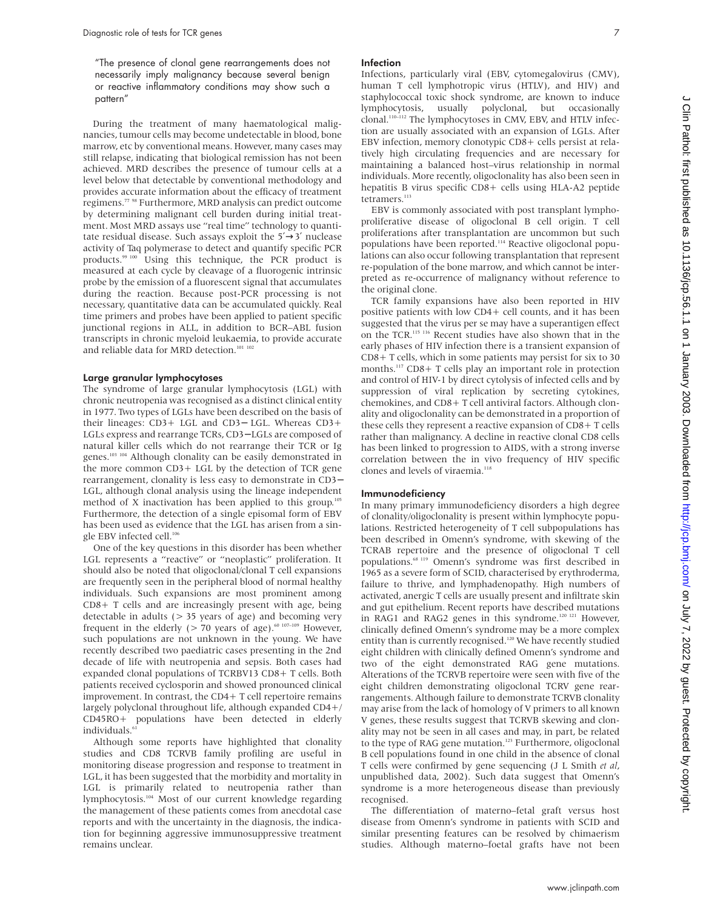"The presence of clonal gene rearrangements does not necessarily imply malignancy because several benign or reactive inflammatory conditions may show such a pattern"

During the treatment of many haematological malignancies, tumour cells may become undetectable in blood, bone marrow, etc by conventional means. However, many cases may still relapse, indicating that biological remission has not been achieved. MRD describes the presence of tumour cells at a level below that detectable by conventional methodology and provides accurate information about the efficacy of treatment regimens.[77 98] Furthermore, MRD analysis can predict outcome by determining malignant cell burden during initial treatment. Most MRD assays use "real time" technology to quantitate residual disease. Such assays exploit the 5′→3′ nuclease activity of Taq polymerase to detect and quantify specific PCR products.[99 100] Using this technique, the PCR product is measured at each cycle by cleavage of a fluorogenic intrinsic probe by the emission of a fluorescent signal that accumulates during the reaction. Because post-PCR processing is not necessary, quantitative data can be accumulated quickly. Real time primers and probes have been applied to patient specific junctional regions in ALL, in addition to BCR–ABL fusion transcripts in chronic myeloid leukaemia, to provide accurate and reliable data for MRD detection.[101 102]

### Large granular lymphocytoses

The syndrome of large granular lymphocytosis (LGL) with chronic neutropenia was recognised as a distinct clinical entity in 1977. Two types of LGLs have been described on the basis of their lineages: CD3+ LGL and CD3− LGL. Whereas CD3+ LGLs express and rearrange TCRs, CD3−LGLs are composed of natural killer cells which do not rearrange their TCR or Ig genes.[103 104] Although clonality can be easily demonstrated in the more common CD3+ LGL by the detection of TCR gene rearrangement, clonality is less easy to demonstrate in CD3− LGL, although clonal analysis using the lineage independent method of X inactivation has been applied to this group.[105] Furthermore, the detection of a single episomal form of EBV has been used as evidence that the LGL has arisen from a single EBV infected cell.[106]

One of the key questions in this disorder has been whether LGL represents a "reactive" or "neoplastic" proliferation. It should also be noted that oligoclonal/clonal T cell expansions are frequently seen in the peripheral blood of normal healthy individuals. Such expansions are most prominent among CD8+ T cells and are increasingly present with age, being detectable in adults (> 35 years of age) and becoming very frequent in the elderly (> 70 years of age).[60 107–109] However, such populations are not unknown in the young. We have recently described two paediatric cases presenting in the 2nd decade of life with neutropenia and sepsis. Both cases had expanded clonal populations of TCRBV13 CD8+ T cells. Both patients received cyclosporin and showed pronounced clinical improvement. In contrast, the CD4+ T cell repertoire remains largely polyclonal throughout life, although expanded CD4+/CD45RO+ populations have been detected in elderly individuals.[61]

Although some reports have highlighted that clonality studies and CD8 TCRVB family profiling are useful in monitoring disease progression and response to treatment in LGL, it has been suggested that the morbidity and mortality in LGL is primarily related to neutropenia rather than lymphocytosis.[104] Most of our current knowledge regarding the management of these patients comes from anecdotal case reports and with the uncertainty in the diagnosis, the indication for beginning aggressive immunosuppressive treatment remains unclear.

### Infection

Infections, particularly viral (EBV, cytomegalovirus (CMV), human T cell lymphotropic virus (HTLV), and HIV) and staphylococcal toxic shock syndrome, are known to induce lymphocytosis, usually polyclonal, but occasionally clonal.[110–112] The lymphocytoses in CMV, EBV, and HTLV infection are usually associated with an expansion of LGLs. After EBV infection, memory clonotypic CD8+ cells persist at relatively high circulating frequencies and are necessary for maintaining a balanced host–virus relationship in normal individuals. More recently, oligoclonality has also been seen in hepatitis B virus specific CD8+ cells using HLA-A2 peptide tetramers.[113]

EBV is commonly associated with post transplant lymphoproliferative disease of oligoclonal B cell origin. T cell proliferations after transplantation are uncommon but such populations have been reported.[114] Reactive oligoclonal populations can also occur following transplantation that represent re-population of the bone marrow, and which cannot be interpreted as re-occurrence of malignancy without reference to the original clone.

TCR family expansions have also been reported in HIV positive patients with low CD4+ cell counts, and it has been suggested that the virus per se may have a superantigen effect on the TCR.[115 116] Recent studies have also shown that in the early phases of HIV infection there is a transient expansion of CD8+ T cells, which in some patients may persist for six to 30 months.[117] CD8+ T cells play an important role in protection and control of HIV-1 by direct cytolysis of infected cells and by suppression of viral replication by secreting cytokines, chemokines, and CD8+ T cell antiviral factors. Although clonality and oligoclonality can be demonstrated in a proportion of these cells they represent a reactive expansion of CD8+ T cells rather than malignancy. A decline in reactive clonal CD8 cells has been linked to progression to AIDS, with a strong inverse correlation between the in vivo frequency of HIV specific clones and levels of viraemia.[118]

### Immunodeficiency

In many primary immunodeficiency disorders a high degree of clonality/oligoclonality is present within lymphocyte populations. Restricted heterogeneity of T cell subpopulations has been described in Omenn's syndrome, with skewing of the TCRAB repertoire and the presence of oligoclonal T cell populations.[68 119] Omenn's syndrome was first described in 1965 as a severe form of SCID, characterised by erythroderma, failure to thrive, and lymphadenopathy. High numbers of activated, anergic T cells are usually present and infiltrate skin and gut epithelium. Recent reports have described mutations in RAG1 and RAG2 genes in this syndrome.[120 121] However, clinically defined Omenn's syndrome may be a more complex entity than is currently recognised.[120] We have recently studied eight children with clinically defined Omenn's syndrome and two of the eight demonstrated RAG gene mutations. Alterations of the TCRVB repertoire were seen with five of the eight children demonstrating oligoclonal TCRV gene rearrangements. Although failure to demonstrate TCRVB clonality may arise from the lack of homology of V primers to all known V genes, these results suggest that TCRVB skewing and clonality may not be seen in all cases and may, in part, be related to the type of RAG gene mutation.[123] Furthermore, oligoclonal B cell populations found in one child in the absence of clonal T cells were confirmed by gene sequencing (J L Smith *et al*, unpublished data, 2002). Such data suggest that Omenn's syndrome is a more heterogeneous disease than previously recognised.

The differentiation of materno–fetal graft versus host disease from Omenn's syndrome in patients with SCID and similar presenting features can be resolved by chimaerism studies. Although materno–foetal grafts have not been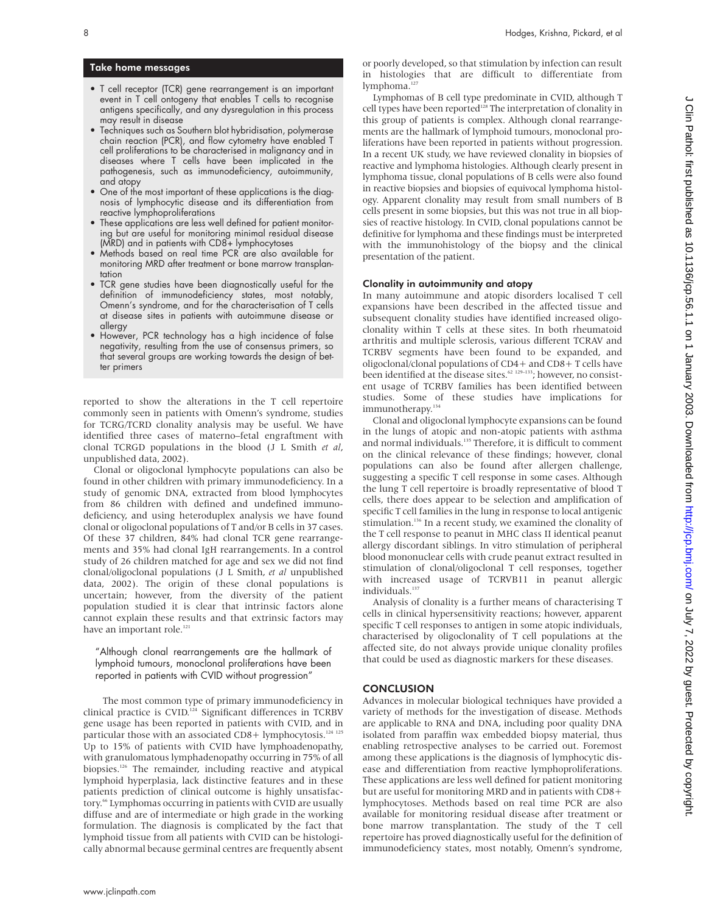### Take home messages

- T cell receptor (TCR) gene rearrangement is an important event in T cell ontogeny that enables T cells to recognise antigens specifically, and any dysregulation in this process may result in disease
- Techniques such as Southern blot hybridisation, polymerase chain reaction (PCR), and flow cytometry have enabled T cell proliferations to be characterised in malignancy and in diseases where T cells have been implicated in the pathogenesis, such as immunodeficiency, autoimmunity, and atopy
- One of the most important of these applications is the diagnosis of lymphocytic disease and its differentiation from reactive lymphoproliferations
- These applications are less well defined for patient monitoring but are useful for monitoring minimal residual disease (MRD) and in patients with CD8+ lymphocytoses
- Methods based on real time PCR are also available for monitoring MRD after treatment or bone marrow transplantation
- TCR gene studies have been diagnostically useful for the definition of immunodeficiency states, most notably, Omenn's syndrome, and for the characterisation of T cells at disease sites in patients with autoimmune disease or allergy
- However, PCR technology has a high incidence of false negativity, resulting from the use of consensus primers, so that several groups are working towards the design of better primers

reported to show the alterations in the T cell repertoire commonly seen in patients with Omenn's syndrome, studies for TCRG/TCRD clonality analysis may be useful. We have identified three cases of materno–fetal engraftment with clonal TCRGD populations in the blood (J L Smith *et al*, unpublished data, 2002).

Clonal or oligoclonal lymphocyte populations can also be found in other children with primary immunodeficiency. In a study of genomic DNA, extracted from blood lymphocytes from 86 children with defined and undefined immunodeficiency, and using heteroduplex analysis we have found clonal or oligoclonal populations of T and/or B cells in 37 cases. Of these 37 children, 84% had clonal TCR gene rearrangements and 35% had clonal IgH rearrangements. In a control study of 26 children matched for age and sex we did not find clonal/oligoclonal populations (J L Smith, *et al* unpublished data, 2002). The origin of these clonal populations is uncertain; however, from the diversity of the patient population studied it is clear that intrinsic factors alone cannot explain these results and that extrinsic factors may have an important role.[121]

> "Although clonal rearrangements are the hallmark of lymphoid tumours, monoclonal proliferations have been reported in patients with CVID without progression"

The most common type of primary immunodeficiency in clinical practice is CVID.[124] Significant differences in TCRBV gene usage has been reported in patients with CVID, and in particular those with an associated CD8+ lymphocytosis.[124 125] Up to 15% of patients with CVID have lymphoadenopathy, with granulomatous lymphadenopathy occurring in 75% of all biopsies.[126] The remainder, including reactive and atypical lymphoid hyperplasia, lack distinctive features and in these patients prediction of clinical outcome is highly unsatisfactory.[66] Lymphomas occurring in patients with CVID are usually diffuse and are of intermediate or high grade in the working formulation. The diagnosis is complicated by the fact that lymphoid tissue from all patients with CVID can be histologically abnormal because germinal centres are frequently absent or poorly developed, so that stimulation by infection can result in histologies that are difficult to differentiate from lymphoma.[127]

Lymphomas of B cell type predominate in CVID, although T cell types have been reported[128] The interpretation of clonality in this group of patients is complex. Although clonal rearrangements are the hallmark of lymphoid tumours, monoclonal proliferations have been reported in patients without progression. In a recent UK study, we have reviewed clonality in biopsies of reactive and lymphoma histologies. Although clearly present in lymphoma tissue, clonal populations of B cells were also found in reactive biopsies and biopsies of equivocal lymphoma histology. Apparent clonality may result from small numbers of B cells present in some biopsies, but this was not true in all biopsies of reactive histology. In CVID, clonal populations cannot be definitive for lymphoma and these findings must be interpreted with the immunohistology of the biopsy and the clinical presentation of the patient.

### Clonality in autoimmunity and atopy

In many autoimmune and atopic disorders localised T cell expansions have been described in the affected tissue and subsequent clonality studies have identified increased oligoclonality within T cells at these sites. In both rheumatoid arthritis and multiple sclerosis, various different TCRAV and TCRBV segments have been found to be expanded, and oligoclonal/clonal populations of CD4+ and CD8+ T cells have been identified at the disease sites.[62 129–133]; however, no consistent usage of TCRBV families has been identified between studies. Some of these studies have implications for immunotherapy.[134]

Clonal and oligoclonal lymphocyte expansions can be found in the lungs of atopic and non-atopic patients with asthma and normal individuals.[135] Therefore, it is difficult to comment on the clinical relevance of these findings; however, clonal populations can also be found after allergen challenge, suggesting a specific T cell response in some cases. Although the lung T cell repertoire is broadly representative of blood T cells, there does appear to be selection and amplification of specific T cell families in the lung in response to local antigenic stimulation.[136] In a recent study, we examined the clonality of the T cell response to peanut in MHC class II identical peanut allergy discordant siblings. In vitro stimulation of peripheral blood mononuclear cells with crude peanut extract resulted in stimulation of clonal/oligoclonal T cell responses, together with increased usage of TCRVB11 in peanut allergic individuals.[137]

Analysis of clonality is a further means of characterising T cells in clinical hypersensitivity reactions; however, apparent specific T cell responses to antigen in some atopic individuals, characterised by oligoclonality of T cell populations at the affected site, do not always provide unique clonality profiles that could be used as diagnostic markers for these diseases.

## CONCLUSION

Advances in molecular biological techniques have provided a variety of methods for the investigation of disease. Methods are applicable to RNA and DNA, including poor quality DNA isolated from paraffin wax embedded biopsy material, thus enabling retrospective analyses to be carried out. Foremost among these applications is the diagnosis of lymphocytic disease and differentiation from reactive lymphoproliferations. These applications are less well defined for patient monitoring but are useful for monitoring MRD and in patients with CD8+ lymphocytoses. Methods based on real time PCR are also available for monitoring residual disease after treatment or bone marrow transplantation. The study of the T cell repertoire has proved diagnostically useful for the definition of immunodeficiency states, most notably, Omenn's syndrome,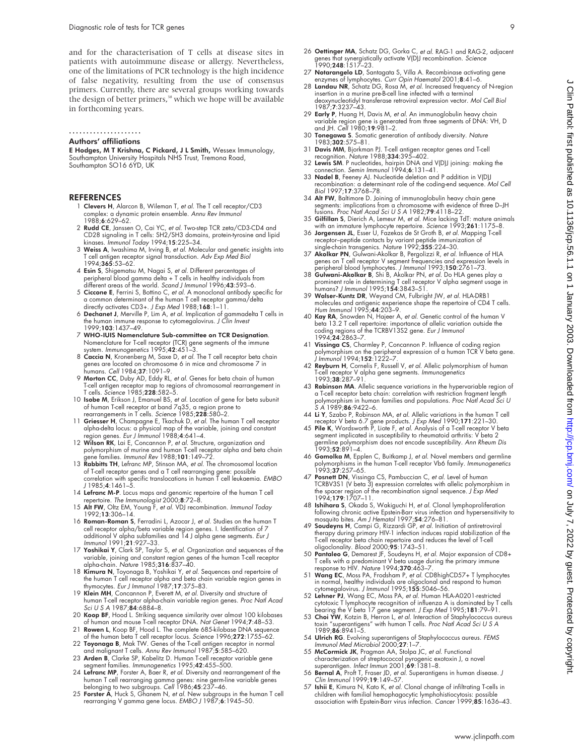and for the characterisation of T cells at disease sites in patients with autoimmune disease or allergy. Nevertheless, one of the limitations of PCR technology is the high incidence of false negativity, resulting from the use of consensus primers. Currently, there are several groups working towards the design of better primers,[58] which we hope will be available in forthcoming years.

.....................

### Authors' affiliations

**E Hodges, M T Krishna, C Pickard, J L Smith,** Wessex Immunology, Southampton University Hospitals NHS Trust, Tremona Road, Southampton SO16 6YD, UK

## REFERENCES

1. **Clevers H**, Alarcon B, Wileman T, *et al*. The T cell receptor/CD3 complex: a dynamic protein ensemble. *Annu Rev Immunol* 1988;**6**:629–62.
2. **Rudd CE**, Janssen O, Cai YC, *et al*. Two-step TCR zeta/CD3-CD4 and CD28 signaling in T cells: SH2/SH3 domains, protein-tyrosine and lipid kinases. *Immunol Today* 1994;**15**:225–34.
3. **Weiss A**, Iwashima M, Irving B, *et al*. Molecular and genetic insights into T cell antigen receptor signal transduction. *Adv Exp Med Biol* 1994;**365**:53–62.
4. **Esin S**, Shigematsu M, Nagai S, *et al*. Different percentages of peripheral blood gamma delta + T cells in healthy individuals from different areas of the world. *Scand J Immunol* 1996;**43**:593–6.
5. **Ciccone E**, Ferrini S, Bottino C, *et al*. A monoclonal antibody specific for a common determinant of the human T cell receptor gamma/delta directly activates CD3+. *J Exp Med* 1988;**168**:1–11.
6. **Dechanet J**, Merville P, Lim A, *et al*. Implication of gammadelta T cells in the human immune response to cytomegalovirus. *J Clin Invest* 1999;**103**:1437–49.
7. **WHO-IUIS Nomenclature Sub-committee on TCR Designation**. Nomenclature for T-cell receptor (TCR) gene segments of the immune system. *Immunogenetics* 1995;**42**:451–3.
8. **Caccia N**, Kronenberg M, Saxe D, *et al*. The T cell receptor beta chain genes are located on chromosome 6 in mice and chromosome 7 in humans. *Cell* 1984;**37**:1091–9.
9. **Morton CC**, Duby AD, Eddy RL, *et al*. Genes for beta chain of human T-cell antigen receptor map to regions of chromosomal rearrangement in T cells. *Science* 1985;**228**:582–5.
10. **Isobe M**, Erikson J, Emanuel BS, *et al*. Location of gene for beta subunit of human T-cell receptor at band 7q35, a region prone to rearrangements in T cells. *Science* 1985;**228**:580–2.
11. **Griesser H**, Champagne E, Tkachuk D, *et al*. The human T cell receptor alpha-delta locus: a physical map of the variable, joining and constant region genes. *Eur J Immunol* 1988;**4**:641–4.
12. **Wilson RK**, Lai E, Concannon P, *et al*. Structure, organization and polymorphism of murine and human T-cell receptor alpha and beta chain gene families. *Immunol Rev* 1988;**101**:149–72.
13. **Rabbitts TH**, Lefranc MP, Stinson MA, *et al*. The chromosomal location of T-cell receptor genes and a T cell rearranging gene: possible correlation with specific translocations in human T cell leukaemia. *EMBO J* 1985;**4**:1461–5.
14. **Lefranc M-P**. Locus maps and genomic repertoire of the human T cell repertoire. *The Immunologist* 2000;**8**:72–8.
15. **Alt FW**, Oltz EM, Young F, *et al*. VDJ recombination. *Immunol Today* 1992;**13**:306–14.
16. **Roman-Roman S**, Ferradini L, Azocar J, *et al*. Studies on the human T cell receptor alpha/beta variable region genes. I. Identification of 7 additional V alpha subfamilies and 14 J alpha gene segments. *Eur J Immunol* 1991;**21**:927–33.
17. **Yoshikai Y**, Clark SP, Taylor S, *et al*. Organization and sequences of the variable, joining and constant region genes of the human T-cell receptor alpha-chain. *Nature* 1985;**316**:837–40.
18. **Kimura N**, Toyonaga B, Yoshikai Y, *et al*. Sequences and repertoire of the human T cell receptor alpha and beta chain variable region genes in thymocytes. *Eur J Immunol* 1987;**17**:375–83.
19. **Klein MH**, Concannon P, Everett M, *et al*. Diversity and structure of human T-cell receptor alpha-chain variable region genes. *Proc Natl Acad Sci U S A* 1987;**84**:6884–8.
20. **Koop BF**, Hood L. Striking sequence similarity over almost 100 kilobases of human and mouse T-cell receptor DNA. *Nat Genet* 1994;**7**:48–53.
21. **Rowen L**, Koop BF, Hood L. The complete 685-kilobase DNA sequence of the human beta T cell receptor locus. *Science* 1996;**272**:1755–62.
22. **Toyonaga B**, Mak TW. Genes of the T-cell antigen receptor in normal and malignant T cells. *Annu Rev Immunol* 1987;**5**:585–620.
23. **Arden B**, Clarke SP, Kabelitz D. Human T-cell receptor variable gene segment families. *Immunogenetics* 1995;**42**:455–500.
24. **Lefranc MP**, Forster A, Baer R, *et al*. Diversity and rearrangement of the human T cell rearranging gamma genes: nine germ-line variable genes belonging to two subgroups. *Cell* 1986;**45**:237–46.
25. **Forster A**, Huck S, Ghanem N, *et al*. New subgroups in the human T cell rearranging V gamma gene locus. *EMBO J* 1987;**6**:1945–50.
26. **Oettinger MA**, Schatz DG, Gorka C, *et al*. RAG-1 and RAG-2, adjacent genes that synergistically activate V(D)J recombination. *Science* 1990;**248**:1517–23.
27. **Notarangelo LD**, Santagata S, Villa A. Recombinase activating gene enzymes of lymphocytes. *Curr Opin Haematol* 2001;**8**:41–6.
28. **Landau NR**, Schatz DG, Rosa M, *et al*. Increased frequency of N-region insertion in a murine pre-B-cell line infected with a terminal deoxynucleotidyl transferase retroviral expression vector. *Mol Cell Biol* 1987;**7**:3237–43.
29. **Early P**, Huang H, Davis M, *et al*. An immunoglobulin heavy chain variable region gene is generated from three segments of DNA: VH, D and JH. *Cell* 1980;**19**:981–2.
30. **Tonegawa S**. Somatic generation of antibody diversity. *Nature* 1983;**302**:575–81.
31. **Davis MM**, Bjorkman PJ. T-cell antigen receptor genes and T-cell recognition. *Nature* 1988;**334**:395–402.
32. **Lewis SM**. P nucleotides, hairpin DNA and V(D)J joining: making the connection. *Semin Immunol* 1994;**6**:131–41.
33. **Nadel B**, Feeney AJ. Nucleotide deletion and P addition in V(D)J recombination: a determinant role of the coding-end sequence. *Mol Cell Biol* 1997;**17**:3768–78.
34. **Alt FW**, Baltimore D. Joining of immunoglobulin heavy chain gene segments: implications from a chromosome with evidence of three D–JH fusions. *Proc Natl Acad Sci U S A* 1982;**79**:4118–22.
35. **Gilfillan S**, Dierich A, Lemeur M, *et al*. Mice lacking TdT: mature animals with an immature lymphocyte repertoire. *Science* 1993;**261**:1175–8.
36. **Jorgensen JL**, Esser U, Fazekas de St Groth B, *et al*. Mapping T-cell receptor–peptide contacts by variant peptide immunization of single-chain transgenics. *Nature* 1992;**355**:224–30.
37. **Akolkar PN**, Gulwani-Akolkar B, Pergolizzi R, *et al*. Influence of HLA genes on T cell receptor V segment frequencies and expression levels in peripheral blood lymphocytes. *J Immunol* 1993;**150**:2761–73.
38. **Gulwani-Akolkar B**, Shi B, Akolkar PN, *et al*. Do HLA genes play a prominent role in determining T cell receptor V alpha segment usage in humans? *J Immunol* 1995;**154**:3843–51.
39. **Walser-Kuntz DR**, Weyand CM, Fulbright JW, *et al*. HLA-DRB1 molecules and antigenic experience shape the repertoire of CD4 T cells. *Hum Immunol* 1995;**44**:203–9.
40. **Kay RA**, Snowden N, Hajeer A, *et al*. Genetic control of the human V beta 13.2 T cell repertoire: importance of allelic variation outside the coding regions of the TCRBV13S2 gene. *Eur J Immunol* 1994;**24**:2863–7.
41. **Vissinga CS**, Charmley P, Concannon P. Influence of coding region polymorphism on the peripheral expression of a human TCR V beta gene. *J Immunol* 1994;**152**:1222–7.
42. **Reyburn H**, Cornelis F, Russell V, *et al*. Allelic polymorphism of human T-cell receptor V alpha gene segments. *Immunogenetics* 1993;**38**:287–91.
43. **Robinson MA**. Allelic sequence variations in the hypervariable region of a T-cell receptor beta chain: correlation with restriction fragment length polymorphism in human families and populations. *Proc Natl Acad Sci U S A* 1989;**86**:9422–6.
44. **Li Y**, Szabo P, Robinson MA, *et al*. Allelic variations in the human T cell receptor V beta 6.7 gene products. *J Exp Med* 1990;**171**:221–30.
45. **Pile K**, Wordsworth P, Liote F, *et al*. Analysis of a T-cell receptor V beta segment implicated in susceptibility to rheumatoid arthritis: V beta 2 germline polymorphism does not encode susceptibility. *Ann Rheum Dis* 1993;**52**:891–4.
46. **Gomolka M**, Epplen C, Buitkamp J, *et al*. Novel members and germline polymorphisms in the human T-cell receptor Vb6 family. *Immunogenetics* 1993;**37**:257–65.
47. **Posnett DN**, Vissinga CS, Pambuccian C, *et al*. Level of human TCRBV3S1 (V beta 3) expression correlates with allelic polymorphism in the spacer region of the recombination signal sequence. *J Exp Med* 1994;**179**:1707–11.
48. **Ishihara S**, Okada S, Wakiguchi H, *et al*. Clonal lymphoproliferation following chronic active Epstein-Barr virus infection and hypersensitivity to mosquito bites. *Am J Hematol* 1997;**54**:276–81.
49. **Soudeyns H**, Campi G, Rizzardi GP, *et al*. Initiation of antiretroviral therapy during primary HIV-1 infection induces rapid stabilization of the T-cell receptor beta chain repertoire and reduces the level of T-cell oligoclonality. *Blood* 2000;**95**:1743–51.
50. **Pantaleo G**, Demarest JF, Soudeyns H, *et al*. Major expansion of CD8+ T cells with a predominant V beta usage during the primary immune response to HIV. *Nature* 1994;**370**:463–7.
51. **Wang EC**, Moss PA, Frodsham P, *et al*. CD8highCD57+ T lymphocytes in normal, healthy individuals are oligoclonal and respond to human cytomegalovirus. *J Immunol* 1995;**155**:5046–56.
52. **Lehner PJ**, Wang EC, Moss PA, *et al*. Human HLA-A0201-restricted cytotoxic T lymphocyte recognition of influenza A is dominated by T cells bearing the V beta 17 gene segment. *J Exp Med* 1995;**181**:79–91.
53. **Choi YW**, Kotzin B, Herron L, *et al*. Interaction of Staphylococcus aureus toxin "superantigens" with human T cells. *Proc Natl Acad Sci U S A* 1989;**86**:8941–5.
54. **Ulrich RG**. Evolving superantigens of Staphylococcus aureus. *FEMS Immunol Med Microbiol* 2000;**27**:1–7.
55. **McCormick JK**, Pragman AA, Stolpa JC, *et al*. Functional characterization of streptococcal pyrogenic exotoxin J, a novel superantigen. *Infect Immun* 2001;**69**:1381–8.
56. **Bernal A**, Proft T, Fraser JD, *et al*. Superantigens in human disease. *J Clin Immunol* 1999;**19**:149–57.
57. **Ishii E**, Kimura N, Kato K, *et al*. Clonal change of infiltrating T-cells in children with familial hemophagocytic lymphohistiocytosis: possible association with Epstein-Barr virus infection. *Cancer* 1999;**85**:1636–43.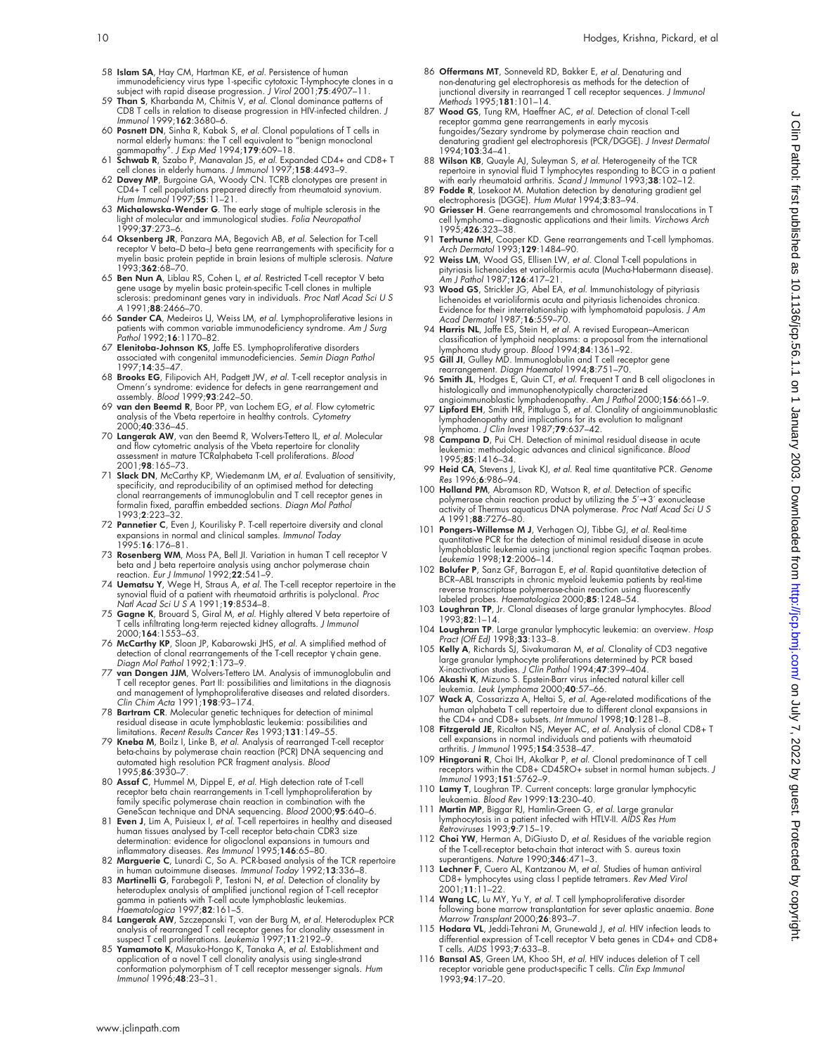58 **Islam SA**, Hay CM, Hartman KE, *et al*. Persistence of human immunodeficiency virus type 1-specific cytotoxic T-lymphocyte clones in a subject with rapid disease progression. *J Virol* 2001;**75**:4907–11.

59 **Than S**, Kharbanda M, Chitnis V, *et al*. Clonal dominance patterns of CD8 T cells in relation to disease progression in HIV-infected children. *J Immunol* 1999;**162**:3680–6.

60 **Posnett DN**, Sinha R, Kabak S, *et al*. Clonal populations of T cells in normal elderly humans: the T cell equivalent to "benign monoclonal gammapathy". *J Exp Med* 1994;**179**:609–18.

61 **Schwab R**, Szabo P, Manavalan JS, *et al*. Expanded CD4+ and CD8+ T cell clones in elderly humans. *J Immunol* 1997;**158**:4493–9.

62 **Davey MP**, Burgoine GA, Woody CN. TCRB clonotypes are present in CD4+ T cell populations prepared directly from rheumatoid synovium. *Hum Immunol* 1997;**55**:11–21.

63 **Michalowska-Wender G**. The early stage of multiple sclerosis in the light of molecular and immunological studies. *Folia Neuropathol* 1999;**37**:273–6.

64 **Oksenberg JR**, Panzara MA, Begovich AB, *et al*. Selection for T-cell receptor V beta–D beta–J beta gene rearrangements with specificity for a myelin basic protein peptide in brain lesions of multiple sclerosis. *Nature* 1993;**362**:68–70.

65 **Ben Nun A**, Liblau RS, Cohen L, *et al*. Restricted T-cell receptor V beta gene usage by myelin basic protein-specific T-cell clones in multiple sclerosis: predominant genes vary in individuals. *Proc Natl Acad Sci U S A* 1991;**88**:2466–70.

66 **Sander CA**, Medeiros LJ, Weiss LM, *et al*. Lymphoproliferative lesions in patients with common variable immunodeficiency syndrome. *Am J Surg Pathol* 1992;**16**:1170–82.

67 **Elenitoba-Johnson KS**, Jaffe ES. Lymphoproliferative disorders associated with congenital immunodeficiencies. *Semin Diagn Pathol* 1997;**14**:35–47.

68 **Brooks EG**, Filipovich AH, Padgett JW, *et al*. T-cell receptor analysis in Omenn's syndrome: evidence for defects in gene rearrangement and assembly. *Blood* 1999;**93**:242–50.

69 **van den Beemd R**, Boor PP, van Lochem EG, *et al*. Flow cytometric analysis of the Vbeta repertoire in healthy controls. *Cytometry* 2000;**40**:336–45.

70 **Langerak AW**, van den Beemd R, Wolvers-Tettero IL, *et al*. Molecular and flow cytometric analysis of the Vbeta repertoire for clonality assessment in mature TCRalphabeta T-cell proliferations. *Blood* 2001;**98**:165–73.

71 **Slack DN**, McCarthy KP, Wiedemanm LM, *et al*. Evaluation of sensitivity, specificity, and reproducibility of an optimised method for detecting clonal rearrangements of immunoglobulin and T cell receptor genes in formalin fixed, paraffin embedded sections. *Diagn Mol Pathol* 1993;**2**:223–32.

72 **Pannetier C**, Even J, Kourilisky P. T-cell repertoire diversity and clonal expansions in normal and clinical samples. *Immunol Today* 1995;**16**:176–81.

73 **Rosenberg WM**, Moss PA, Bell JI. Variation in human T cell receptor V beta and J beta repertoire analysis using anchor polymerase chain reaction. *Eur J Immunol* 1992;**22**:541–9.

74 **Uematsu Y**, Wege H, Straus A, *et al*. The T-cell receptor repertoire in the synovial fluid of a patient with rheumatoid arthritis is polyclonal. *Proc Natl Acad Sci U S A* 1991;**19**:8534–8.

75 **Gagne K**, Brouard S, Giral M, *et al*. Highly altered V beta repertoire of T cells infiltrating long-term rejected kidney allografts. *J Immunol* 2000;**164**:1553–63.

76 **McCarthy KP**, Sloan JP, Kabarowski JHS, *et al*. A simplified method of detection of clonal rearrangements of the T-cell receptor γ chain gene. *Diagn Mol Pathol* 1992;**1**:173–9.

77 **van Dongen JJM**, Wolvers-Tettero LM. Analysis of immunoglobulin and T cell receptor genes. Part II: possibilities and limitations in the diagnosis and management of lymphoproliferative diseases and related disorders. *Clin Chim Acta* 1991;**198**:93–174.

78 **Bartram CR**. Molecular genetic techniques for detection of minimal residual disease in acute lymphoblastic leukemia: possibilities and limitations. *Recent Results Cancer Res* 1993;**131**:149–55.

79 **Kneba M**, Boilz I, Linke B, *et al*. Analysis of rearranged T-cell receptor beta-chains by polymerase chain reaction (PCR) DNA sequencing and automated high resolution PCR fragment analysis. *Blood* 1995;**86**:3930–7.

80 **Assaf C**, Hummel M, Dippel E, *et al*. High detection rate of T-cell receptor beta chain rearrangements in T-cell lymphoproliferation by family specific polymerase chain reaction in combination with the GeneScan technique and DNA sequencing. *Blood* 2000;**95**:640–6.

81 **Even J**, Lim A, Puisieux I, *et al*. T-cell repertoires in healthy and diseased human tissues analysed by T-cell receptor beta-chain CDR3 size determination: evidence for oligoclonal expansions in tumours and inflammatory diseases. *Res Immunol* 1995;**146**:65–80.

82 **Marguerie C**, Lunardi C, So A. PCR-based analysis of the TCR repertoire in human autoimmune diseases. *Immunol Today* 1992;**13**:336–8.

83 **Martinelli G**, Farabegoli P, Testoni N, *et al*. Detection of clonality by heteroduplex analysis of amplified junctional region of T-cell receptor gamma in patients with T-cell acute lymphoblastic leukemias. *Haematologica* 1997;**82**:161–5.

84 **Langerak AW**, Szczepanski T, van der Burg M, *et al*. Heteroduplex PCR analysis of rearranged T cell receptor genes for clonality assessment in suspect T cell proliferations. *Leukemia* 1997;**11**:2192–9.

85 **Yamamoto K**, Masuko-Hongo K, Tanaka A, *et al*. Establishment and application of a novel T cell clonality analysis using single-strand conformation polymorphism of T cell receptor messenger signals. *Hum Immunol* 1996;**48**:23–31.

86 **Offermans MT**, Sonneveld RD, Bakker E, *et al*. Denaturing and non-denaturing gel electrophoresis as methods for the detection of junctional diversity in rearranged T cell receptor sequences. *J Immunol Methods* 1995;**181**:101–14.

87 **Wood GS**, Tung RM, Haeffner AC, *et al*. Detection of clonal T-cell receptor gamma gene rearrangements in early mycosis fungoides/Sezary syndrome by polymerase chain reaction and denaturing gradient gel electrophoresis (PCR/DGGE). *J Invest Dermatol* 1994;**103**:34–41.

88 **Wilson KB**, Quayle AJ, Suleyman S, *et al*. Heterogeneity of the TCR repertoire in synovial fluid T lymphocytes responding to BCG in a patient with early rheumatoid arthritis. *Scand J Immunol* 1993;**38**:102–12.

89 **Fodde R**, Losekoot M. Mutation detection by denaturing gradient gel electrophoresis (DGGE). *Hum Mutat* 1994;**3**:83–94.

90 **Griesser H**. Gene rearrangements and chromosomal translocations in T cell lymphoma—diagnostic applications and their limits. *Virchows Arch* 1995;**426**:323–38.

91 **Terhune MH**, Cooper KD. Gene rearrangements and T-cell lymphomas. *Arch Dermatol* 1993;**129**:1484–90.

92 **Weiss LM**, Wood GS, Ellisen LW, *et al*. Clonal T-cell populations in pityriasis lichenoides et varioliformis acuta (Mucha-Habermann disease). *Am J Pathol* 1987;**126**:417–21.

93 **Wood GS**, Strickler JG, Abel EA, *et al*. Immunohistology of pityriasis lichenoides et varioliformis acuta and pityriasis lichenoides chronica. Evidence for their interrelationship with lymphomatoid papulosis. *J Am Acad Dermatol* 1987;**16**:559–70.

94 **Harris NL**, Jaffe ES, Stein H, *et al*. A revised European–American classification of lymphoid neoplasms: a proposal from the international lymphoma study group. *Blood* 1994;**84**:1361–92.

95 **Gill JI**, Gulley MD. Immunoglobulin and T cell receptor gene rearrangement. *Diagn Haematol* 1994;**8**:751–70.

96 **Smith JL**, Hodges E, Quin CT, *et al*. Frequent T and B cell oligoclones in histologically and immunophenotypically characterized angioimmunoblastic lymphadenopathy. *Am J Pathol* 2000;**156**:661–9.

97 **Lipford EH**, Smith HR, Pittaluga S, *et al*. Clonality of angioimmunoblastic lymphadenopathy and implications for its evolution to malignant lymphoma. *J Clin Invest* 1987;**79**:637–42.

98 **Campana D**, Pui CH. Detection of minimal residual disease in acute leukemia: methodologic advances and clinical significance. *Blood* 1995;**85**:1416–34.

99 **Heid CA**, Stevens J, Livak KJ, *et al*. Real time quantitative PCR. *Genome Res* 1996;**6**:986–94.

100 **Holland PM**, Abramson RD, Watson R, *et al*. Detection of specific polymerase chain reaction product by utilizing the 5′→3′ exonuclease activity of Thermus aquaticus DNA polymerase. *Proc Natl Acad Sci U S A* 1991;**88**:7276–80.

101 **Pongers-Willemse M J**, Verhagen OJ, Tibbe GJ, *et al*. Real-time quantitative PCR for the detection of minimal residual disease in acute lymphoblastic leukemia using junctional region specific Taqman probes. *Leukemia* 1998;**12**:2006–14.

102 **Bolufer P**, Sanz GF, Barragan E, *et al*. Rapid quantitative detection of BCR–ABL transcripts in chronic myeloid leukemia patients by real-time reverse transcriptase polymerase-chain reaction using fluorescently labeled probes. *Haematologica* 2000;**85**:1248–54.

103 **Loughran TP**, Jr. Clonal diseases of large granular lymphocytes. *Blood* 1993;**82**:1–14.

104 **Loughran TP**. Large granular lymphocytic leukemia: an overview. *Hosp Pract (Off Ed)* 1998;**33**:133–8.

105 **Kelly A**, Richards SJ, Sivakumaran M, *et al*. Clonality of CD3 negative large granular lymphocyte proliferations determined by PCR based X-inactivation studies. *J Clin Pathol* 1994;**47**:399–404.

106 **Akashi K**, Mizuno S. Epstein-Barr virus infected natural killer cell leukemia. *Leuk Lymphoma* 2000;**40**:57–66.

107 **Wack A**, Cossarizza A, Heltai S, *et al*. Age-related modifications of the human alphabeta T cell repertoire due to different clonal expansions in the CD4+ and CD8+ subsets. *Int Immunol* 1998;**10**:1281–8.

108 **Fitzgerald JE**, Ricalton NS, Meyer AC, *et al*. Analysis of clonal CD8+ T cell expansions in normal individuals and patients with rheumatoid arthritis. *J Immunol* 1995;**154**:3538–47.

109 **Hingorani R**, Choi IH, Akolkar P, *et al*. Clonal predominance of T cell receptors within the CD8+ CD45RO+ subset in normal human subjects. *J Immunol* 1993;**151**:5762–9.

110 **Lamy T**, Loughran TP. Current concepts: large granular lymphocytic leukaemia. *Blood Rev* 1999:**13**:230–40.

111 **Martin MP**, Biggar RJ, Hamlin-Green G, *et al*. Large granular lymphocytosis in a patient infected with HTLV-II. *AIDS Res Hum Retroviruses* 1993;**9**:715–19.

112 **Choi YW**, Herman A, DiGiusto D, *et al*. Residues of the variable region of the T-cell-receptor beta-chain that interact with S. aureus toxin superantigens. *Nature* 1990;**346**:471–3.

113 **Lechner F**, Cuero AL, Kantzanou M, *et al*. Studies of human antiviral CD8+ lymphocytes using class I peptide tetramers. *Rev Med Virol* 2001;**11**:11–22.

114 **Wang LC**, Lu MY, Yu Y, *et al*. T cell lymphoproliferative disorder following bone marrow transplantation for sever aplastic anaemia. *Bone Marrow Transplant* 2000;**26**:893–7.

115 **Hodara VL**, Jeddi-Tehrani M, Grunewald J, *et al*. HIV infection leads to differential expression of T-cell receptor V beta genes in CD4+ and CD8+ T cells. *AIDS* 1993;**7**:633–8.

116 **Bansal AS**, Green LM, Khoo SH, *et al*. HIV induces deletion of T cell receptor variable gene product-specific T cells. *Clin Exp Immunol* 1993;**94**:17–20.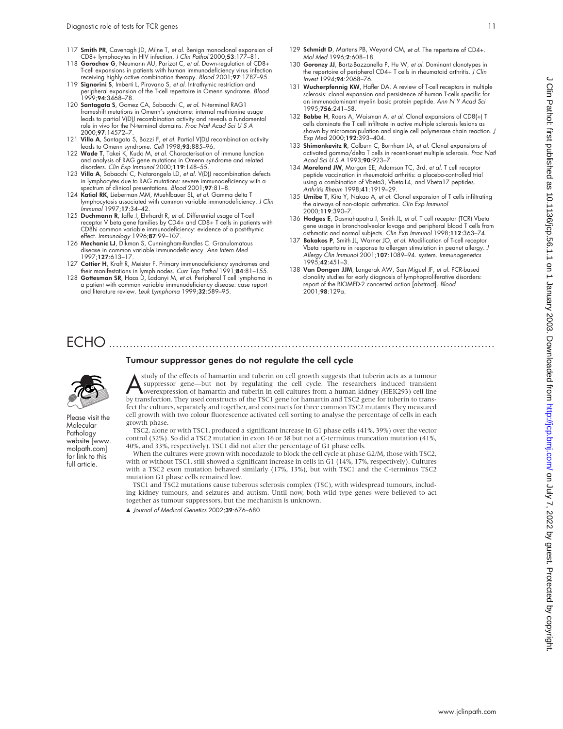117 **Smith PR**, Cavenagh JD, Milne T, *et al*. Benign monoclonal expansion of CD8+ lymphocytes in HIV infection. *J Clin Pathol* 2000;**53**:177–81.

118 **Gorochov G**, Neumann AU, Parizot C, *et al*. Down-regulation of CD8+ T-cell expansions in patients with human immunodeficiency virus infection receiving highly active combination therapy. *Blood* 2001;**97**:1787–95.

119 **Signorini S**, Imberti L, Pirovano S, *et al*. Intrathymic restriction and peripheral expansion of the T-cell repertoire in Omenn syndrome. *Blood* 1999;**94**:3468–78.

120 **Santagata S**, Gomez CA, Sobacchi C, *et al*. N-terminal RAG1 frameshift mutations in Omenn's syndrome: internal methionine usage leads to partial V(D)J recombination activity and reveals a fundamental role in vivo for the N-terminal domains. *Proc Natl Acad Sci U S A* 2000;**97**:14572–7.

121 **Villa A**, Santagata S, Bozzi F, *et al*. Partial V(D)J recombination activity leads to Omenn syndrome. *Cell* 1998;**93**:885–96.

122 **Wade T**, Takei K, Kudo M, *et al*. Characterisation of immune function and analysis of RAG gene mutations in Omenn syndrome and related disorders. *Clin Exp Immunol* 2000;**119**:148–55.

123 **Villa A**, Sobacchi C, Notarangelo LD, *et al*. V(D)J recombination defects in lymphocytes due to RAG mutations: severe immunodeficiency with a spectrum of clinical presentations. *Blood* 2001;**97**:81–8.

124 **Katial RK**, Lieberman MM, Muehlbauer SL, *et al*. Gamma delta T lymphocytosis associated with common variable immunodeficiency. *J Clin Immunol* 1997;**17**:34–42.

125 **Duchmann R**, Jaffe J, Ehrhardt R, *et al*. Differential usage of T-cell receptor V beta gene families by CD4+ and CD8+ T cells in patients with CD8hi common variable immunodeficiency: evidence of a post-thymic effect. *Immunology* 1996;**87**:99–107.

126 **Mechanic LJ**, Dikman S, Cunningham-Rundles C. Granulomatous disease in common variable immunodeficiency. *Ann Intern Med* 1997;**127**:613–17.

127 **Cottier H**, Kraft R, Meister F. Primary immunodeficiency syndromes and their manifestations in lymph nodes. *Curr Top Pathol* 1991;**84**:81–155.

128 **Gottesman SR**, Haas D, Ladanyi M, *et al*. Peripheral T cell lymphoma in a patient with common variable immunodeficiency disease: case report and literature review. *Leuk Lymphoma* 1999;**32**:589–95.

129 **Schmidt D**, Martens PB, Weyand CM, *et al*. The repertoire of CD4+. *Mol Med* 1996;**2**:608–18.

130 **Goronzy JJ**, Bartz-Bazzanella P, Hu W, *et al*. Dominant clonotypes in the repertoire of peripheral CD4+ T cells in rheumatoid arthritis. *J Clin Invest* 1994;**94**:2068–76.

131 **Wucherpfennig KW**, Hafler DA. A review of T-cell receptors in multiple sclerosis: clonal expansion and persistence of human T-cells specific for an immunodominant myelin basic protein peptide. *Ann N Y Acad Sci* 1995;**756**:241–58.

132 **Babbe H**, Roers A, Waisman A, *et al*. Clonal expansions of CD8(+) T cells dominate the T cell infiltrate in active multiple sclerosis lesions as shown by micromanipulation and single cell polymerase chain reaction. *J Exp Med* 2000;**192**:393–404.

133 **Shimonkevitz R**, Colburn C, Burnham JA, *et al*. Clonal expansions of activated gamma/delta T cells in recent-onset multiple sclerosis. *Proc Natl Acad Sci U S A* 1993;**90**:923–7.

134 **Moreland JW**, Morgan EE, Adamson TC, 3rd. *et al*. T cell receptor peptide vaccination in rheumatoid arthritis: a placebo-controlled trial using a combination of Vbeta3, Vbeta14, and Vbeta17 peptides. *Arthritis Rheum* 1998;**41**:1919–29.

135 **Umibe T**, Kita Y, Nakao A, *et al*. Clonal expansion of T cells infiltrating the airways of non-atopic asthmatics. *Clin Exp Immunol* 2000;**119**:390–7.

136 **Hodges E**, Dasmahapatra J, Smith JL, *et al*. T cell receptor (TCR) Vbeta gene usage in bronchoalveolar lavage and peripheral blood T cells from asthmatic and normal subjects. *Clin Exp Immunol* 1998;**112**:363–74.

137 **Bakakos P**, Smith JL, Warner JO, *et al*. Modification of T-cell receptor Vbeta repertoire in response to allergen stimulation in peanut allergy. *J Allergy Clin Immunol* 2001;**107**:1089–94. system. *Immunogenetics* 1995;**42**:451–3.

138 **Van Dongen JJM**, Langerak AW, San Miguel JF, *et al*. PCR-based clonality studies for early diagnosis of lymphoproliferative disorders: report of the BIOMED-2 concerted action [abstract]. *Blood* 2001;**98**:129a.

# ECHO

## Tumour suppressor genes do not regulate the cell cycle

Please visit the Molecular Pathology website [www.molpath.com] for link to this full article.

A study of the effects of hamartin and tuberin on cell growth suggests that tuberin acts as a tumour suppressor gene—but not by regulating the cell cycle. The researchers induced transient overexpression of hamartin and tuberin in cell cultures from a human kidney (HEK293) cell line by transfection. They used constructs of the TSC1 gene for hamartin and TSC2 gene for tuberin to transfect the cultures, separately and together, and constructs for three common TSC2 mutants They measured cell growth with two colour fluorescence activated cell sorting to analyse the percentage of cells in each growth phase.

TSC2, alone or with TSC1, produced a significant increase in G1 phase cells (41%, 39%) over the vector control (32%). So did a TSC2 mutation in exon 16 or 38 but not a C-terminus truncation mutation (41%, 40%, and 33%, respectively). TSC1 did not alter the percentage of G1 phase cells.

When the cultures were grown with nocodazole to block the cell cycle at phase G2/M, those with TSC2, with or without TSC1, still showed a significant increase in cells in G1 (14%, 17%, respectively). Cultures with a TSC2 exon mutation behaved similarly (17%, 13%), but with TSC1 and the C-terminus TSC2 mutation G1 phase cells remained low.

TSC1 and TSC2 mutations cause tuberous sclerosis complex (TSC), with widespread tumours, including kidney tumours, and seizures and autism. Until now, both wild type genes were believed to act together as tumour suppressors, but the mechanism is unknown.

▲ *Journal of Medical Genetics* 2002;**39**:676–680.